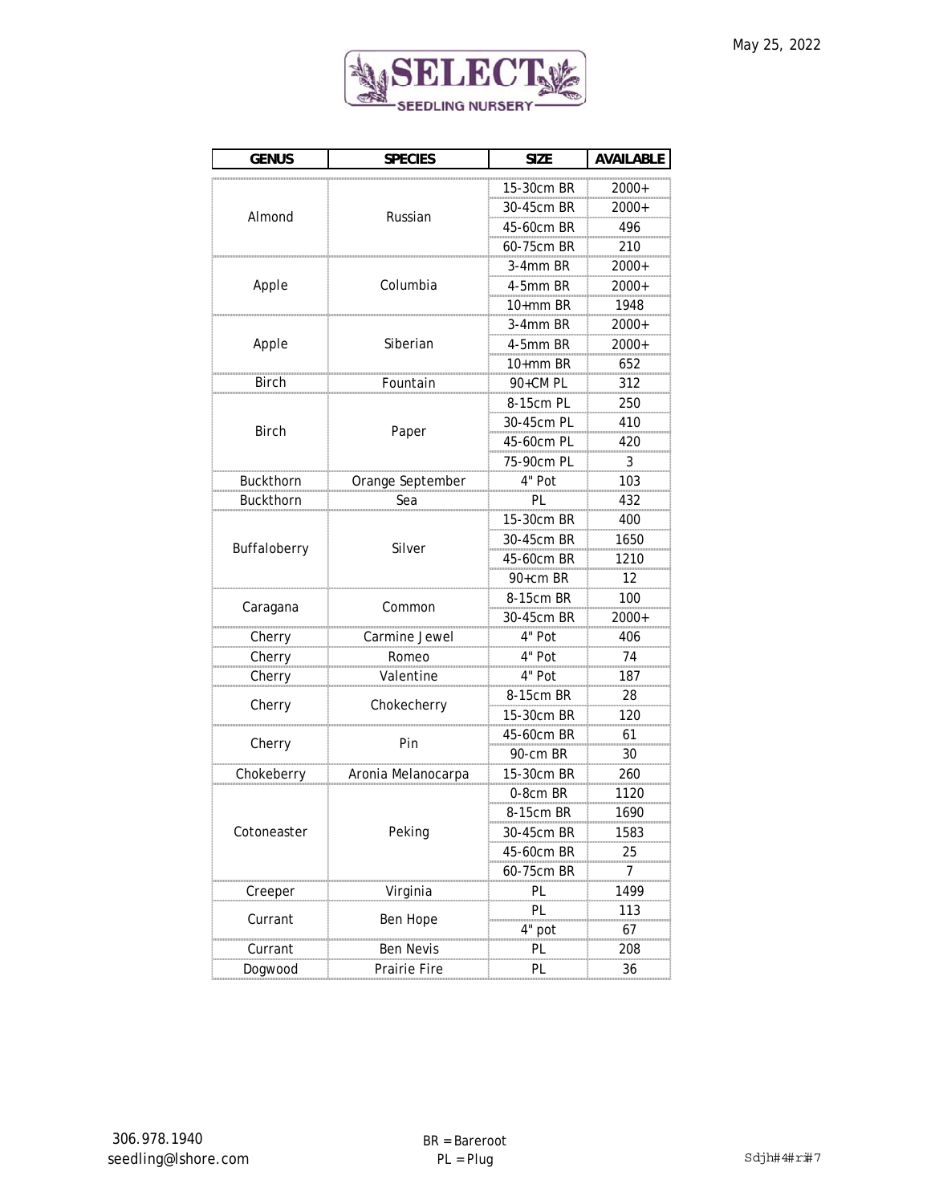May 25, 2022

**SELECT SEEDLING NURSERY**

| GENUS | SPECIES | SIZE | AVAILABLE |
|---|---|---|---|
| Almond | Russian | 15-30cm BR | 2000+ |
| | | 30-45cm BR | 2000+ |
| | | 45-60cm BR | 496 |
| | | 60-75cm BR | 210 |
| Apple | Columbia | 3-4mm BR | 2000+ |
| | | 4-5mm BR | 2000+ |
| | | 10+mm BR | 1948 |
| Apple | Siberian | 3-4mm BR | 2000+ |
| | | 4-5mm BR | 2000+ |
| | | 10+mm BR | 652 |
| Birch | Fountain | 90+CM PL | 312 |
| Birch | Paper | 8-15cm PL | 250 |
| | | 30-45cm PL | 410 |
| | | 45-60cm PL | 420 |
| | | 75-90cm PL | 3 |
| Buckthorn | Orange September | 4" Pot | 103 |
| Buckthorn | Sea | PL | 432 |
| Buffaloberry | Silver | 15-30cm BR | 400 |
| | | 30-45cm BR | 1650 |
| | | 45-60cm BR | 1210 |
| | | 90+cm BR | 12 |
| Caragana | Common | 8-15cm BR | 100 |
| | | 30-45cm BR | 2000+ |
| Cherry | Carmine Jewel | 4" Pot | 406 |
| Cherry | Romeo | 4" Pot | 74 |
| Cherry | Valentine | 4" Pot | 187 |
| Cherry | Chokecherry | 8-15cm BR | 28 |
| | | 15-30cm BR | 120 |
| Cherry | Pin | 45-60cm BR | 61 |
| | | 90-cm BR | 30 |
| Chokeberry | Aronia Melanocarpa | 15-30cm BR | 260 |
| Cotoneaster | Peking | 0-8cm BR | 1120 |
| | | 8-15cm BR | 1690 |
| | | 30-45cm BR | 1583 |
| | | 45-60cm BR | 25 |
| | | 60-75cm BR | 7 |
| Creeper | Virginia | PL | 1499 |
| Currant | Ben Hope | PL | 113 |
| | | 4" pot | 67 |
| Currant | Ben Nevis | PL | 208 |
| Dogwood | Prairie Fire | PL | 36 |

306.978.1940
seedling@lshore.com

BR = Bareroot
PL = Plug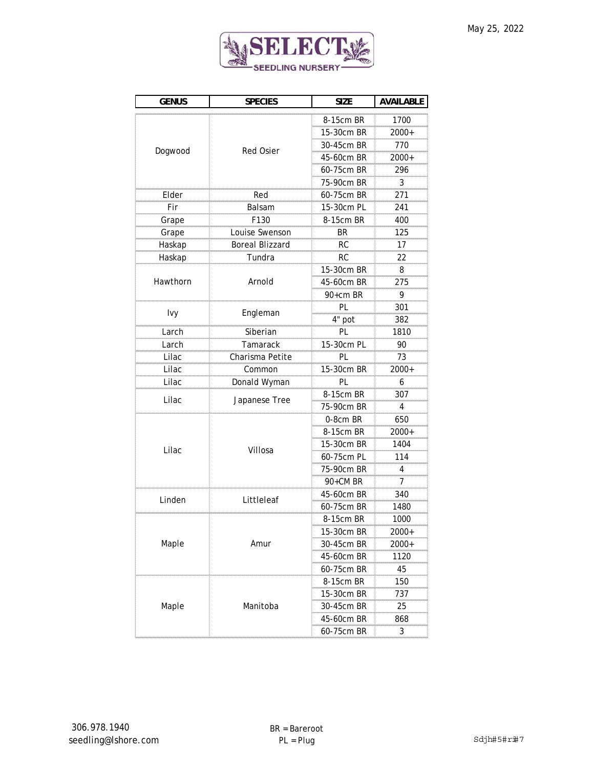May 25, 2022

**SELECT SEEDLING NURSERY**

| GENUS | SPECIES | SIZE | AVAILABLE |
|---|---|---|---|
| Dogwood | Red Osier | 8-15cm BR | 1700 |
| | | 15-30cm BR | 2000+ |
| | | 30-45cm BR | 770 |
| | | 45-60cm BR | 2000+ |
| | | 60-75cm BR | 296 |
| | | 75-90cm BR | 3 |
| Elder | Red | 60-75cm BR | 271 |
| Fir | Balsam | 15-30cm PL | 241 |
| Grape | F130 | 8-15cm BR | 400 |
| Grape | Louise Swenson | BR | 125 |
| Haskap | Boreal Blizzard | RC | 17 |
| Haskap | Tundra | RC | 22 |
| Hawthorn | Arnold | 15-30cm BR | 8 |
| | | 45-60cm BR | 275 |
| | | 90+cm BR | 9 |
| Ivy | Engleman | PL | 301 |
| | | 4" pot | 382 |
| Larch | Siberian | PL | 1810 |
| Larch | Tamarack | 15-30cm PL | 90 |
| Lilac | Charisma Petite | PL | 73 |
| Lilac | Common | 15-30cm BR | 2000+ |
| Lilac | Donald Wyman | PL | 6 |
| Lilac | Japanese Tree | 8-15cm BR | 307 |
| | | 75-90cm BR | 4 |
| Lilac | Villosa | 0-8cm BR | 650 |
| | | 8-15cm BR | 2000+ |
| | | 15-30cm BR | 1404 |
| | | 60-75cm PL | 114 |
| | | 75-90cm BR | 4 |
| | | 90+CM BR | 7 |
| Linden | Littleleaf | 45-60cm BR | 340 |
| | | 60-75cm BR | 1480 |
| Maple | Amur | 8-15cm BR | 1000 |
| | | 15-30cm BR | 2000+ |
| | | 30-45cm BR | 2000+ |
| | | 45-60cm BR | 1120 |
| | | 60-75cm BR | 45 |
| Maple | Manitoba | 8-15cm BR | 150 |
| | | 15-30cm BR | 737 |
| | | 30-45cm BR | 25 |
| | | 45-60cm BR | 868 |
| | | 60-75cm BR | 3 |

306.978.1940
seedling@lshore.com

BR = Bareroot
PL = Plug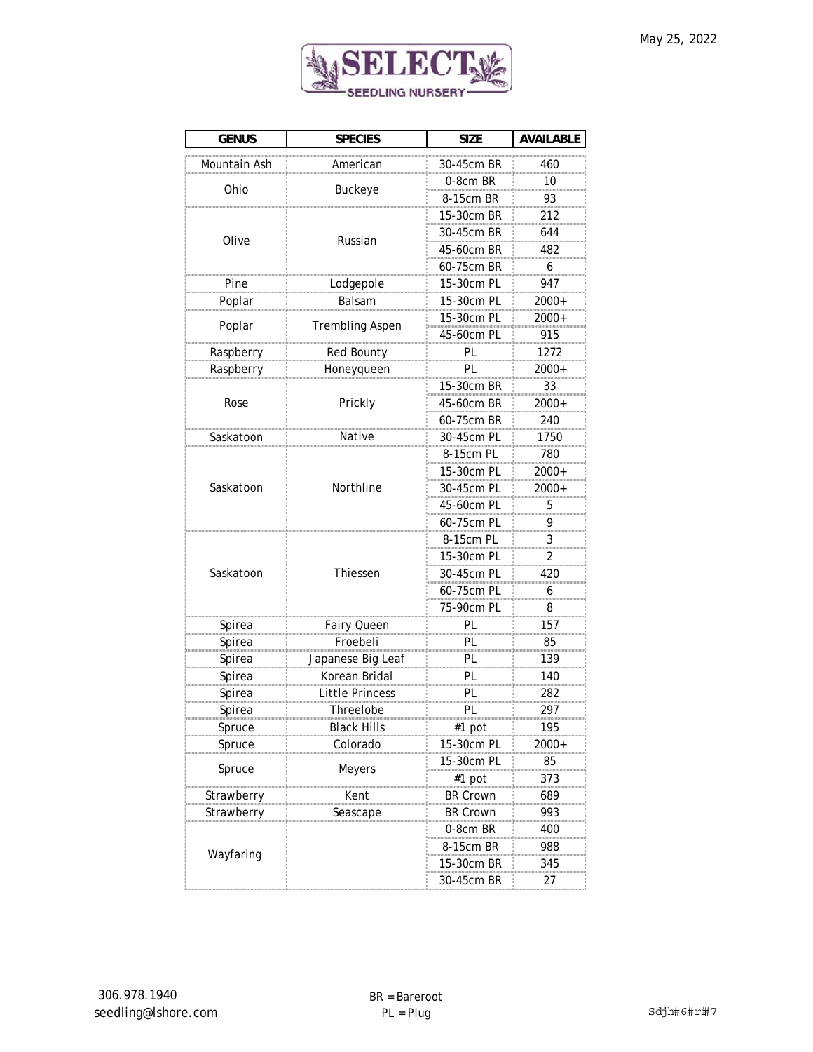May 25, 2022

SELECT SEEDLING NURSERY

| GENUS | SPECIES | SIZE | AVAILABLE |
|---|---|---|---|
| Mountain Ash | American | 30-45cm BR | 460 |
| Ohio | Buckeye | 0-8cm BR | 10 |
| | | 8-15cm BR | 93 |
| Olive | Russian | 15-30cm BR | 212 |
| | | 30-45cm BR | 644 |
| | | 45-60cm BR | 482 |
| | | 60-75cm BR | 6 |
| Pine | Lodgepole | 15-30cm PL | 947 |
| Poplar | Balsam | 15-30cm PL | 2000+ |
| Poplar | Trembling Aspen | 15-30cm PL | 2000+ |
| | | 45-60cm PL | 915 |
| Raspberry | Red Bounty | PL | 1272 |
| Raspberry | Honeyqueen | PL | 2000+ |
| Rose | Prickly | 15-30cm BR | 33 |
| | | 45-60cm BR | 2000+ |
| | | 60-75cm BR | 240 |
| Saskatoon | Native | 30-45cm PL | 1750 |
| Saskatoon | Northline | 8-15cm PL | 780 |
| | | 15-30cm PL | 2000+ |
| | | 30-45cm PL | 2000+ |
| | | 45-60cm PL | 5 |
| | | 60-75cm PL | 9 |
| Saskatoon | Thiessen | 8-15cm PL | 3 |
| | | 15-30cm PL | 2 |
| | | 30-45cm PL | 420 |
| | | 60-75cm PL | 6 |
| | | 75-90cm PL | 8 |
| Spirea | Fairy Queen | PL | 157 |
| Spirea | Froebeli | PL | 85 |
| Spirea | Japanese Big Leaf | PL | 139 |
| Spirea | Korean Bridal | PL | 140 |
| Spirea | Little Princess | PL | 282 |
| Spirea | Threelobe | PL | 297 |
| Spruce | Black Hills | #1 pot | 195 |
| Spruce | Colorado | 15-30cm PL | 2000+ |
| Spruce | Meyers | 15-30cm PL | 85 |
| | | #1 pot | 373 |
| Strawberry | Kent | BR Crown | 689 |
| Strawberry | Seascape | BR Crown | 993 |
| Wayfaring | | 0-8cm BR | 400 |
| | | 8-15cm BR | 988 |
| | | 15-30cm BR | 345 |
| | | 30-45cm BR | 27 |

306.978.1940
seedling@lshore.com

BR = Bareroot
PL = Plug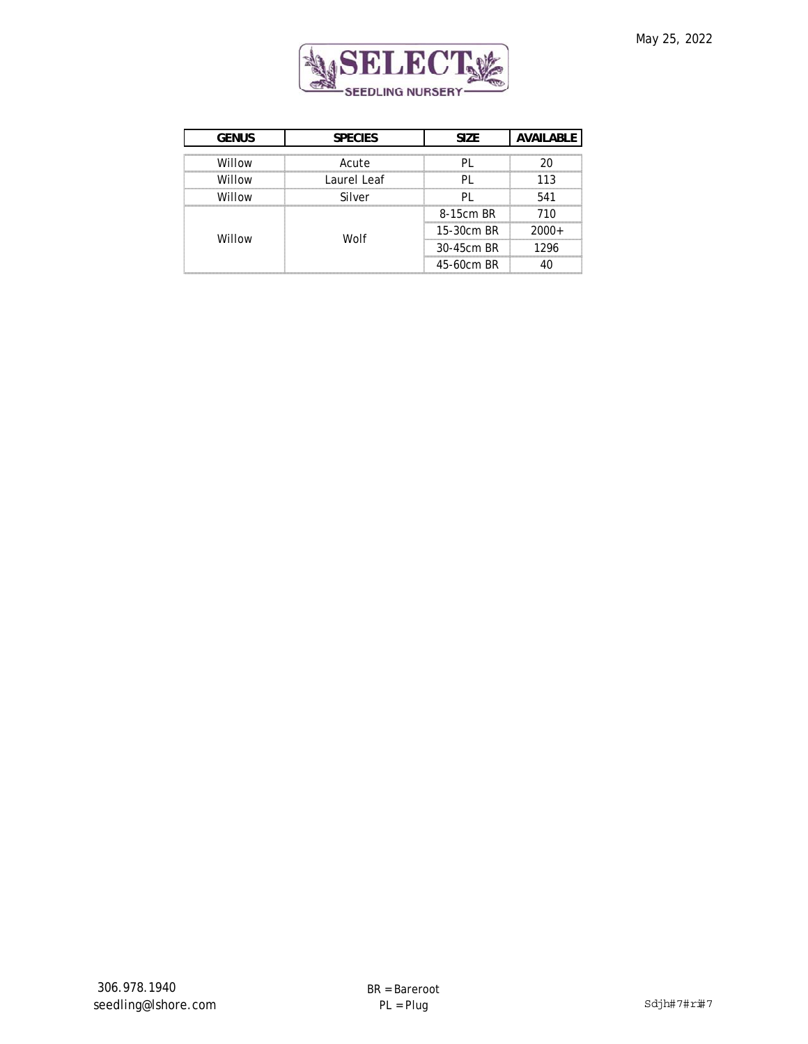May 25, 2022

SELECT SEEDLING NURSERY

| GENUS | SPECIES | SIZE | AVAILABLE |
|---|---|---|---|
| Willow | Acute | PL | 20 |
| Willow | Laurel Leaf | PL | 113 |
| Willow | Silver | PL | 541 |
| Willow | Wolf | 8-15cm BR | 710 |
| | | 15-30cm BR | 2000+ |
| | | 30-45cm BR | 1296 |
| | | 45-60cm BR | 40 |

306.978.1940
seedling@lshore.com

BR = Bareroot
PL = Plug